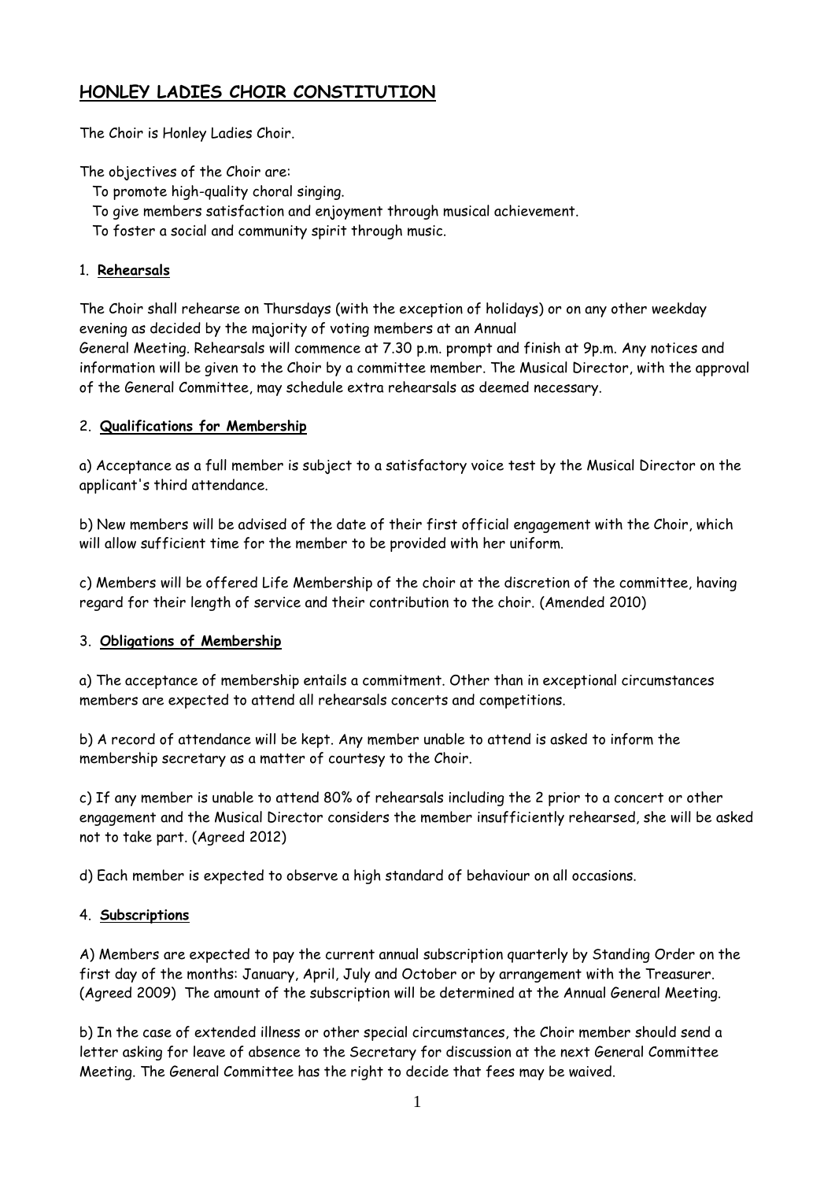# HONLEY LADIES CHOIR CONSTITUTION

The Choir is Honley Ladies Choir.

The objectives of the Choir are:

To promote high-quality choral singing.
To give members satisfaction and enjoyment through musical achievement.
To foster a social and community spirit through music.

## 1. Rehearsals

The Choir shall rehearse on Thursdays (with the exception of holidays) or on any other weekday evening as decided by the majority of voting members at an Annual General Meeting. Rehearsals will commence at 7.30 p.m. prompt and finish at 9p.m. Any notices and information will be given to the Choir by a committee member. The Musical Director, with the approval of the General Committee, may schedule extra rehearsals as deemed necessary.

## 2. Qualifications for Membership

a) Acceptance as a full member is subject to a satisfactory voice test by the Musical Director on the applicant's third attendance.

b) New members will be advised of the date of their first official engagement with the Choir, which will allow sufficient time for the member to be provided with her uniform.

c) Members will be offered Life Membership of the choir at the discretion of the committee, having regard for their length of service and their contribution to the choir. (Amended 2010)

## 3. Obligations of Membership

a) The acceptance of membership entails a commitment. Other than in exceptional circumstances members are expected to attend all rehearsals concerts and competitions.

b) A record of attendance will be kept. Any member unable to attend is asked to inform the membership secretary as a matter of courtesy to the Choir.

c) If any member is unable to attend 80% of rehearsals including the 2 prior to a concert or other engagement and the Musical Director considers the member insufficiently rehearsed, she will be asked not to take part. (Agreed 2012)

d) Each member is expected to observe a high standard of behaviour on all occasions.

## 4. Subscriptions

A) Members are expected to pay the current annual subscription quarterly by Standing Order on the first day of the months: January, April, July and October or by arrangement with the Treasurer. (Agreed 2009) The amount of the subscription will be determined at the Annual General Meeting.

b) In the case of extended illness or other special circumstances, the Choir member should send a letter asking for leave of absence to the Secretary for discussion at the next General Committee Meeting. The General Committee has the right to decide that fees may be waived.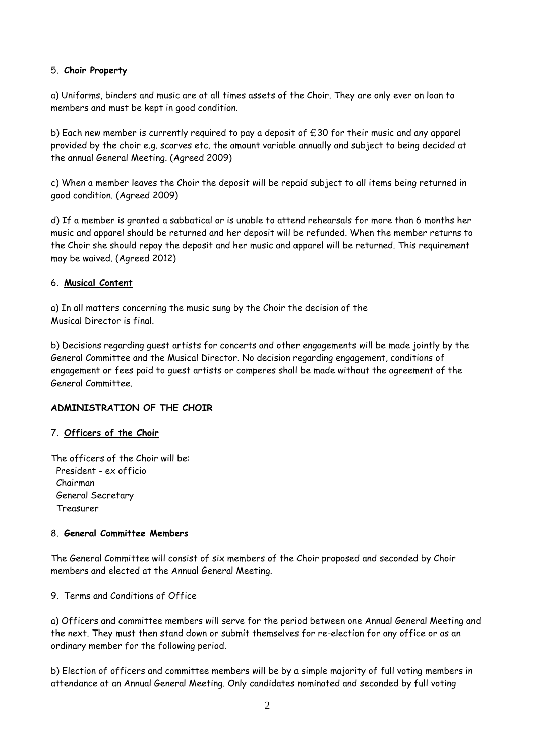## 5. **Choir Property**

a) Uniforms, binders and music are at all times assets of the Choir. They are only ever on loan to members and must be kept in good condition.

b) Each new member is currently required to pay a deposit of £30 for their music and any apparel provided by the choir e.g. scarves etc. the amount variable annually and subject to being decided at the annual General Meeting. (Agreed 2009)

c) When a member leaves the Choir the deposit will be repaid subject to all items being returned in good condition. (Agreed 2009)

d) If a member is granted a sabbatical or is unable to attend rehearsals for more than 6 months her music and apparel should be returned and her deposit will be refunded. When the member returns to the Choir she should repay the deposit and her music and apparel will be returned. This requirement may be waived. (Agreed 2012)

## 6. **Musical Content**

a) In all matters concerning the music sung by the Choir the decision of the Musical Director is final.

b) Decisions regarding guest artists for concerts and other engagements will be made jointly by the General Committee and the Musical Director. No decision regarding engagement, conditions of engagement or fees paid to guest artists or comperes shall be made without the agreement of the General Committee.

# **ADMINISTRATION OF THE CHOIR**

## 7. **Officers of the Choir**

The officers of the Choir will be:
- President - ex officio
- Chairman
- General Secretary
- Treasurer

## 8. **General Committee Members**

The General Committee will consist of six members of the Choir proposed and seconded by Choir members and elected at the Annual General Meeting.

## 9. Terms and Conditions of Office

a) Officers and committee members will serve for the period between one Annual General Meeting and the next. They must then stand down or submit themselves for re-election for any office or as an ordinary member for the following period.

b) Election of officers and committee members will be by a simple majority of full voting members in attendance at an Annual General Meeting. Only candidates nominated and seconded by full voting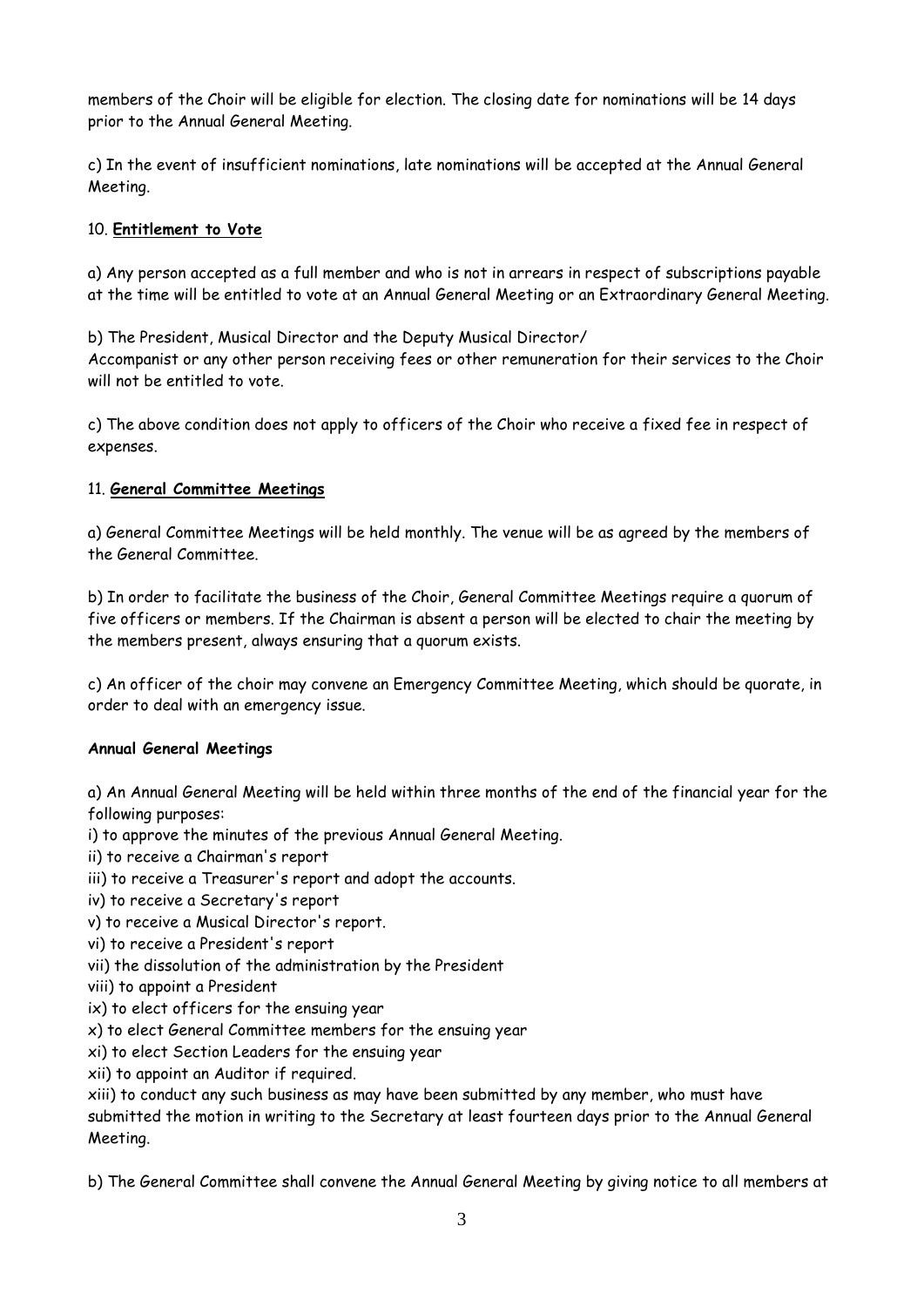members of the Choir will be eligible for election. The closing date for nominations will be 14 days prior to the Annual General Meeting.

c) In the event of insufficient nominations, late nominations will be accepted at the Annual General Meeting.

10. **Entitlement to Vote**

a) Any person accepted as a full member and who is not in arrears in respect of subscriptions payable at the time will be entitled to vote at an Annual General Meeting or an Extraordinary General Meeting.

b) The President, Musical Director and the Deputy Musical Director/
Accompanist or any other person receiving fees or other remuneration for their services to the Choir will not be entitled to vote.

c) The above condition does not apply to officers of the Choir who receive a fixed fee in respect of expenses.

11. **General Committee Meetings**

a) General Committee Meetings will be held monthly. The venue will be as agreed by the members of the General Committee.

b) In order to facilitate the business of the Choir, General Committee Meetings require a quorum of five officers or members. If the Chairman is absent a person will be elected to chair the meeting by the members present, always ensuring that a quorum exists.

c) An officer of the choir may convene an Emergency Committee Meeting, which should be quorate, in order to deal with an emergency issue.

**Annual General Meetings**

a) An Annual General Meeting will be held within three months of the end of the financial year for the following purposes:

i) to approve the minutes of the previous Annual General Meeting.
ii) to receive a Chairman's report
iii) to receive a Treasurer's report and adopt the accounts.
iv) to receive a Secretary's report
v) to receive a Musical Director's report.
vi) to receive a President's report
vii) the dissolution of the administration by the President
viii) to appoint a President
ix) to elect officers for the ensuing year
x) to elect General Committee members for the ensuing year
xi) to elect Section Leaders for the ensuing year
xii) to appoint an Auditor if required.
xiii) to conduct any such business as may have been submitted by any member, who must have submitted the motion in writing to the Secretary at least fourteen days prior to the Annual General Meeting.

b) The General Committee shall convene the Annual General Meeting by giving notice to all members at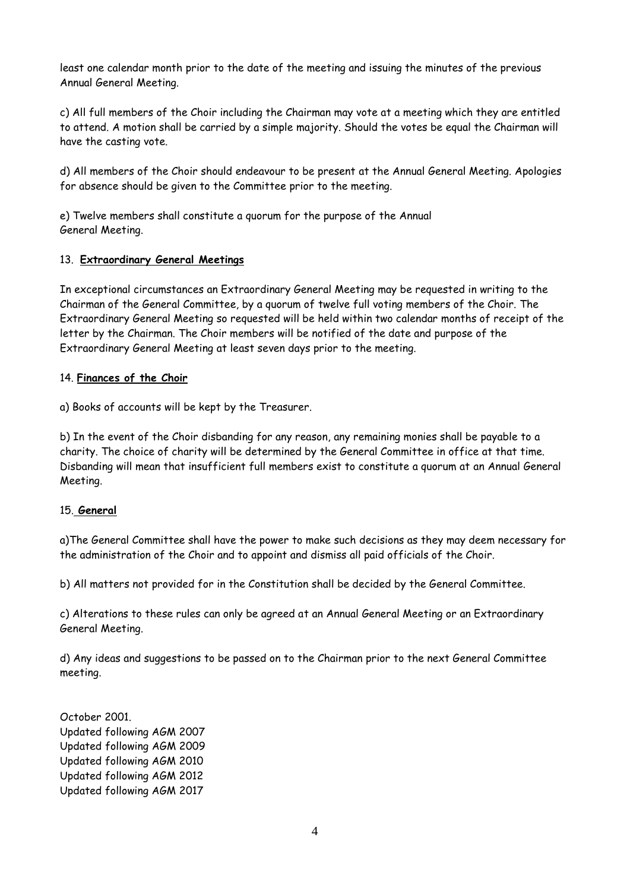least one calendar month prior to the date of the meeting and issuing the minutes of the previous Annual General Meeting.

c) All full members of the Choir including the Chairman may vote at a meeting which they are entitled to attend. A motion shall be carried by a simple majority. Should the votes be equal the Chairman will have the casting vote.

d) All members of the Choir should endeavour to be present at the Annual General Meeting. Apologies for absence should be given to the Committee prior to the meeting.

e) Twelve members shall constitute a quorum for the purpose of the Annual General Meeting.

13. **Extraordinary General Meetings**

In exceptional circumstances an Extraordinary General Meeting may be requested in writing to the Chairman of the General Committee, by a quorum of twelve full voting members of the Choir. The Extraordinary General Meeting so requested will be held within two calendar months of receipt of the letter by the Chairman. The Choir members will be notified of the date and purpose of the Extraordinary General Meeting at least seven days prior to the meeting.

14. **Finances of the Choir**

a) Books of accounts will be kept by the Treasurer.

b) In the event of the Choir disbanding for any reason, any remaining monies shall be payable to a charity. The choice of charity will be determined by the General Committee in office at that time. Disbanding will mean that insufficient full members exist to constitute a quorum at an Annual General Meeting.

15. **General**

a)The General Committee shall have the power to make such decisions as they may deem necessary for the administration of the Choir and to appoint and dismiss all paid officials of the Choir.

b) All matters not provided for in the Constitution shall be decided by the General Committee.

c) Alterations to these rules can only be agreed at an Annual General Meeting or an Extraordinary General Meeting.

d) Any ideas and suggestions to be passed on to the Chairman prior to the next General Committee meeting.

October 2001.
Updated following AGM 2007
Updated following AGM 2009
Updated following AGM 2010
Updated following AGM 2012
Updated following AGM 2017